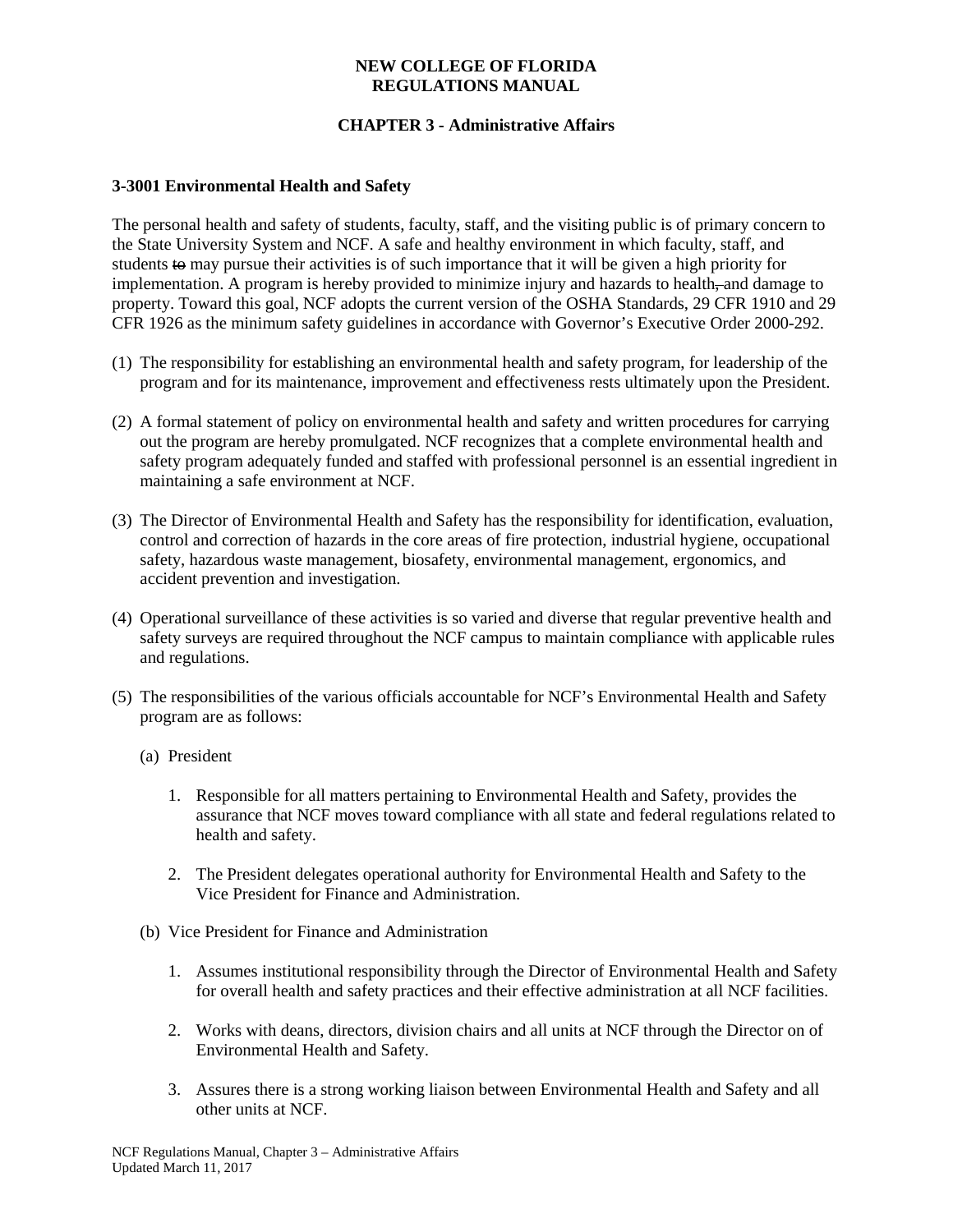**NEW COLLEGE OF FLORIDA**
**REGULATIONS MANUAL**

**CHAPTER 3 - Administrative Affairs**

### 3-3001 Environmental Health and Safety

The personal health and safety of students, faculty, staff, and the visiting public is of primary concern to the State University System and NCF. A safe and healthy environment in which faculty, staff, and students ~~to~~ may pursue their activities is of such importance that it will be given a high priority for implementation. A program is hereby provided to minimize injury and hazards to health~~,~~ and damage to property. Toward this goal, NCF adopts the current version of the OSHA Standards, 29 CFR 1910 and 29 CFR 1926 as the minimum safety guidelines in accordance with Governor's Executive Order 2000-292.

(1) The responsibility for establishing an environmental health and safety program, for leadership of the program and for its maintenance, improvement and effectiveness rests ultimately upon the President.

(2) A formal statement of policy on environmental health and safety and written procedures for carrying out the program are hereby promulgated. NCF recognizes that a complete environmental health and safety program adequately funded and staffed with professional personnel is an essential ingredient in maintaining a safe environment at NCF.

(3) The Director of Environmental Health and Safety has the responsibility for identification, evaluation, control and correction of hazards in the core areas of fire protection, industrial hygiene, occupational safety, hazardous waste management, biosafety, environmental management, ergonomics, and accident prevention and investigation.

(4) Operational surveillance of these activities is so varied and diverse that regular preventive health and safety surveys are required throughout the NCF campus to maintain compliance with applicable rules and regulations.

(5) The responsibilities of the various officials accountable for NCF's Environmental Health and Safety program are as follows:

   (a) President

      1. Responsible for all matters pertaining to Environmental Health and Safety, provides the assurance that NCF moves toward compliance with all state and federal regulations related to health and safety.

      2. The President delegates operational authority for Environmental Health and Safety to the Vice President for Finance and Administration.

   (b) Vice President for Finance and Administration

      1. Assumes institutional responsibility through the Director of Environmental Health and Safety for overall health and safety practices and their effective administration at all NCF facilities.

      2. Works with deans, directors, division chairs and all units at NCF through the Director on of Environmental Health and Safety.

      3. Assures there is a strong working liaison between Environmental Health and Safety and all other units at NCF.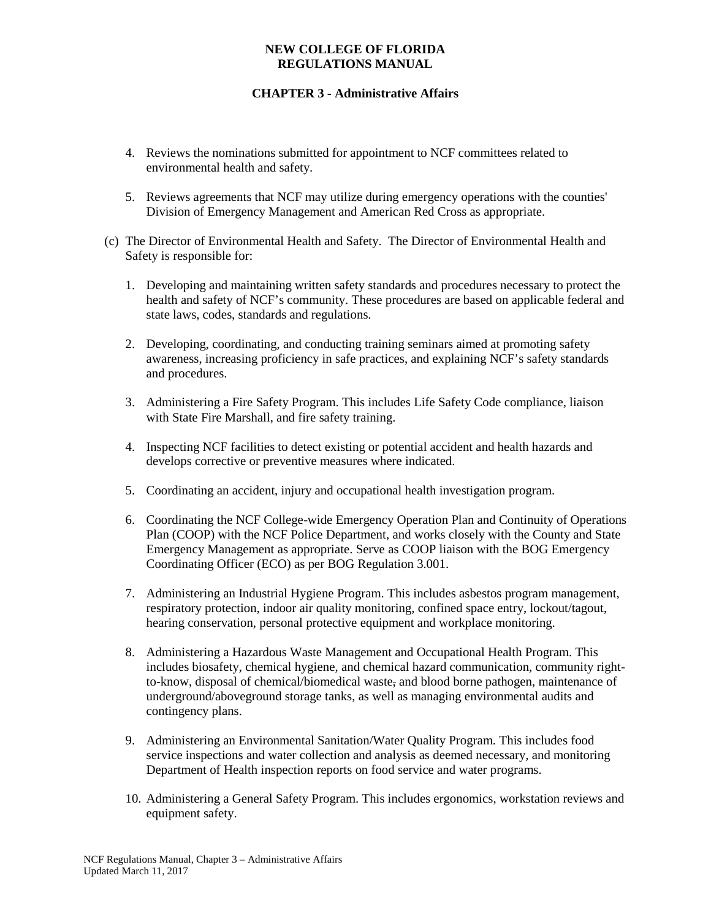4. Reviews the nominations submitted for appointment to NCF committees related to environmental health and safety.

5. Reviews agreements that NCF may utilize during emergency operations with the counties' Division of Emergency Management and American Red Cross as appropriate.

(c) The Director of Environmental Health and Safety. The Director of Environmental Health and Safety is responsible for:

1. Developing and maintaining written safety standards and procedures necessary to protect the health and safety of NCF's community. These procedures are based on applicable federal and state laws, codes, standards and regulations.

2. Developing, coordinating, and conducting training seminars aimed at promoting safety awareness, increasing proficiency in safe practices, and explaining NCF's safety standards and procedures.

3. Administering a Fire Safety Program. This includes Life Safety Code compliance, liaison with State Fire Marshall, and fire safety training.

4. Inspecting NCF facilities to detect existing or potential accident and health hazards and develops corrective or preventive measures where indicated.

5. Coordinating an accident, injury and occupational health investigation program.

6. Coordinating the NCF College-wide Emergency Operation Plan and Continuity of Operations Plan (COOP) with the NCF Police Department, and works closely with the County and State Emergency Management as appropriate. Serve as COOP liaison with the BOG Emergency Coordinating Officer (ECO) as per BOG Regulation 3.001.

7. Administering an Industrial Hygiene Program. This includes asbestos program management, respiratory protection, indoor air quality monitoring, confined space entry, lockout/tagout, hearing conservation, personal protective equipment and workplace monitoring.

8. Administering a Hazardous Waste Management and Occupational Health Program. This includes biosafety, chemical hygiene, and chemical hazard communication, community right-to-know, disposal of chemical/biomedical waste, and blood borne pathogen, maintenance of underground/aboveground storage tanks, as well as managing environmental audits and contingency plans.

9. Administering an Environmental Sanitation/Water Quality Program. This includes food service inspections and water collection and analysis as deemed necessary, and monitoring Department of Health inspection reports on food service and water programs.

10. Administering a General Safety Program. This includes ergonomics, workstation reviews and equipment safety.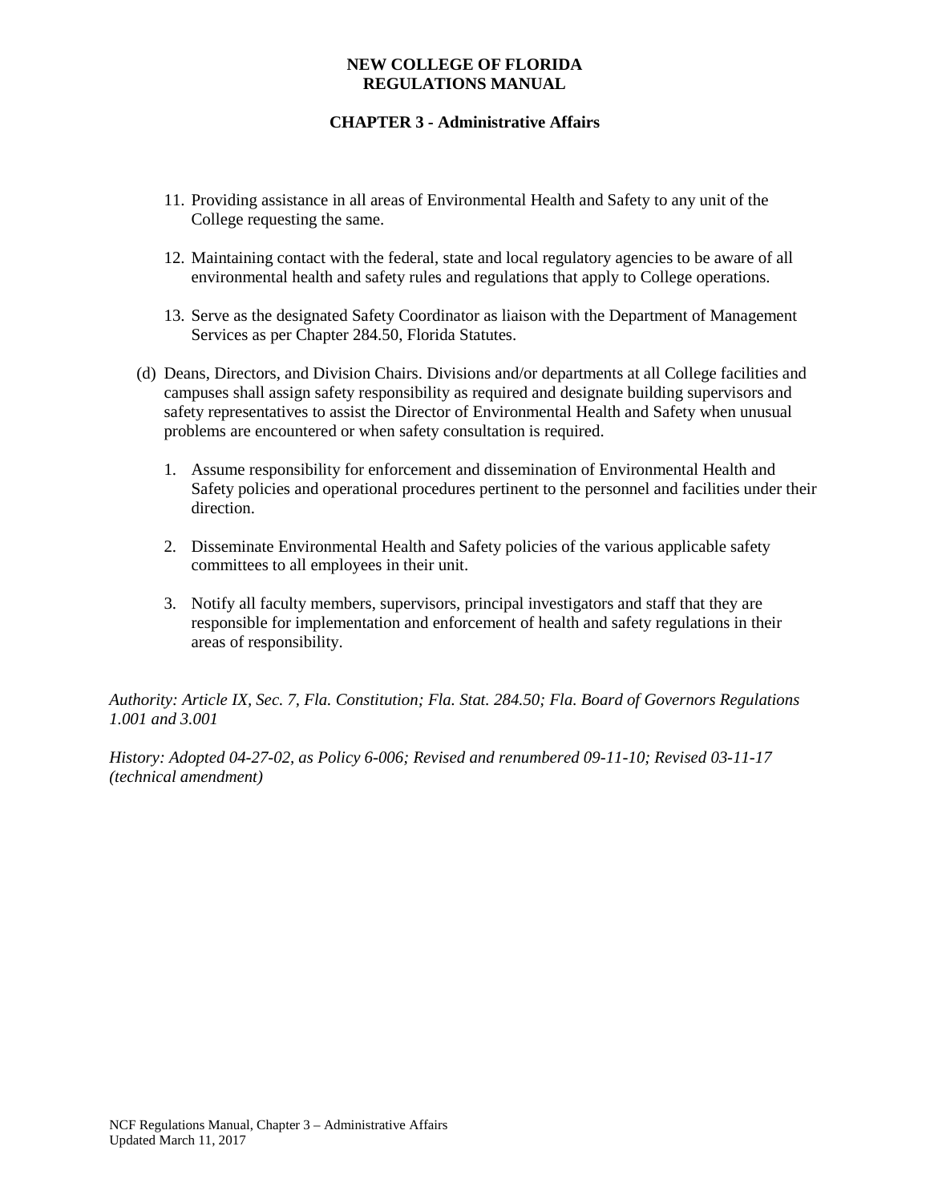11. Providing assistance in all areas of Environmental Health and Safety to any unit of the College requesting the same.

12. Maintaining contact with the federal, state and local regulatory agencies to be aware of all environmental health and safety rules and regulations that apply to College operations.

13. Serve as the designated Safety Coordinator as liaison with the Department of Management Services as per Chapter 284.50, Florida Statutes.

(d) Deans, Directors, and Division Chairs. Divisions and/or departments at all College facilities and campuses shall assign safety responsibility as required and designate building supervisors and safety representatives to assist the Director of Environmental Health and Safety when unusual problems are encountered or when safety consultation is required.

1. Assume responsibility for enforcement and dissemination of Environmental Health and Safety policies and operational procedures pertinent to the personnel and facilities under their direction.

2. Disseminate Environmental Health and Safety policies of the various applicable safety committees to all employees in their unit.

3. Notify all faculty members, supervisors, principal investigators and staff that they are responsible for implementation and enforcement of health and safety regulations in their areas of responsibility.

*Authority: Article IX, Sec. 7, Fla. Constitution; Fla. Stat. 284.50; Fla. Board of Governors Regulations 1.001 and 3.001*

*History: Adopted 04-27-02, as Policy 6-006; Revised and renumbered 09-11-10; Revised 03-11-17 (technical amendment)*